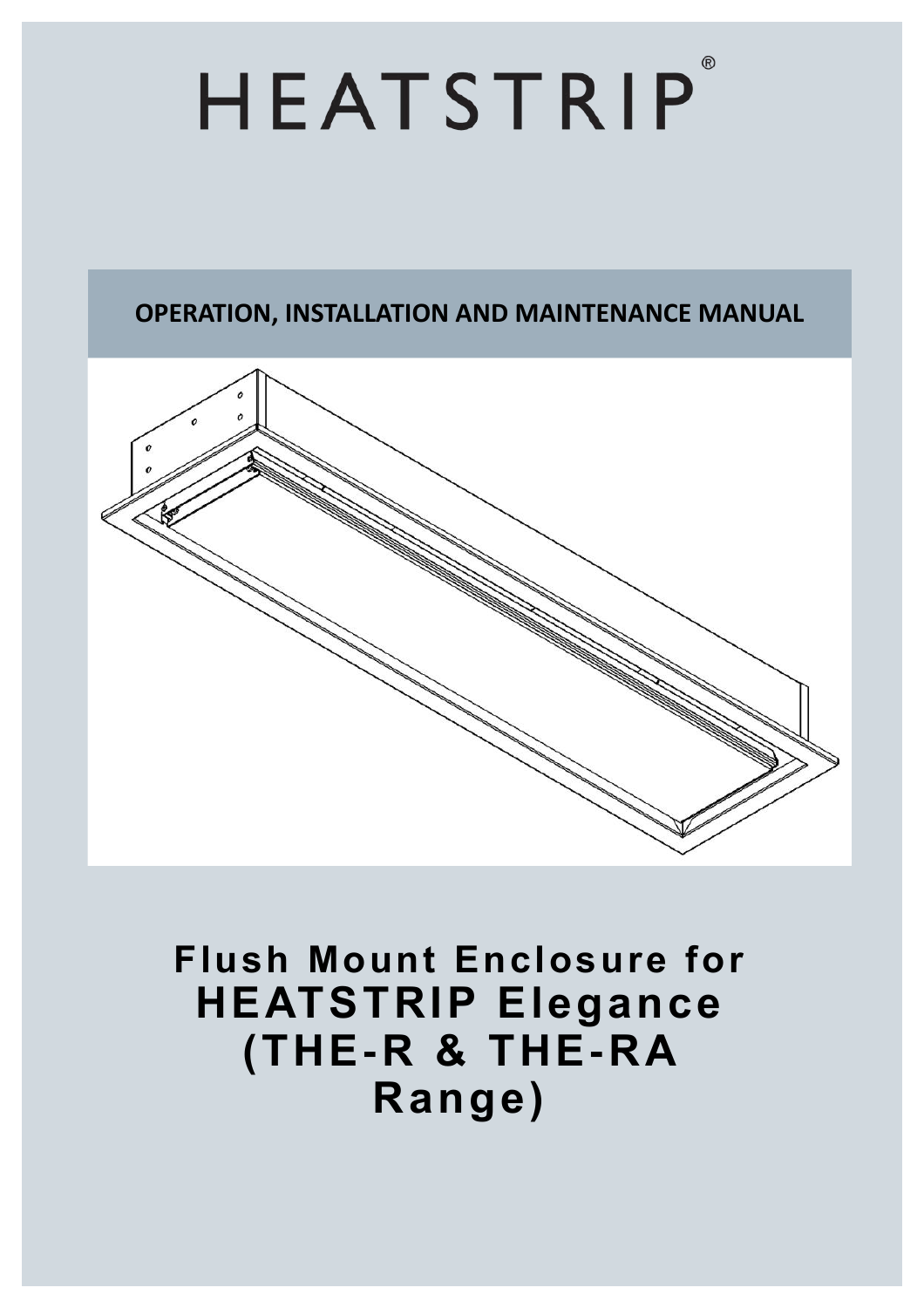# HEATSTRIP®

**OPERATION, INSTALLATION AND MAINTENANCE MANUAL**

# Flush Mount Enclosure for HEATSTRIP Elegance (THE-R & THE-RA Range)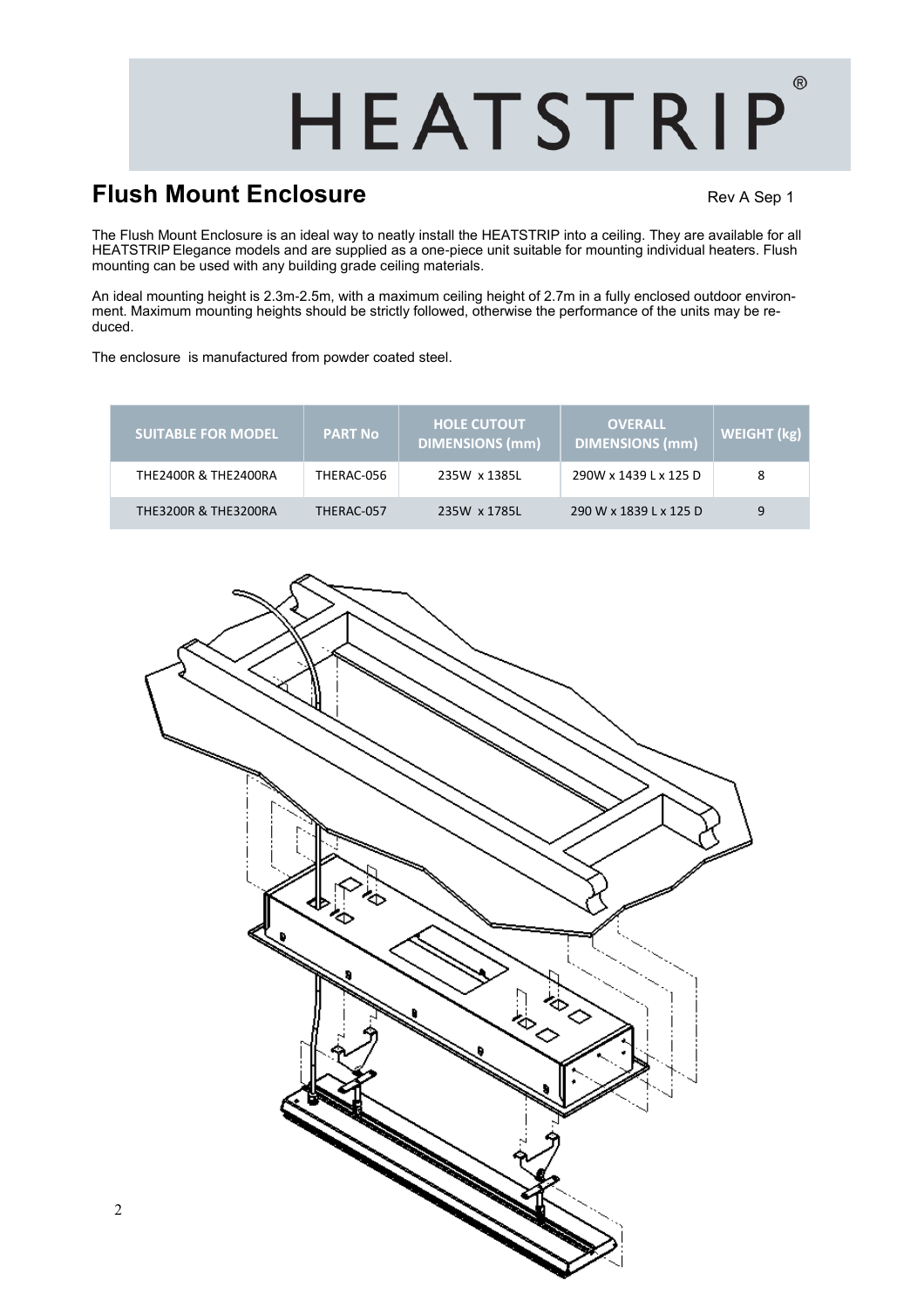HEATSTRIP®

## Flush Mount Enclosure

Rev A Sep 1

The Flush Mount Enclosure is an ideal way to neatly install the HEATSTRIP into a ceiling. They are available for all HEATSTRIP Elegance models and are supplied as a one-piece unit suitable for mounting individual heaters. Flush mounting can be used with any building grade ceiling materials.

An ideal mounting height is 2.3m-2.5m, with a maximum ceiling height of 2.7m in a fully enclosed outdoor environment. Maximum mounting heights should be strictly followed, otherwise the performance of the units may be reduced.

The enclosure is manufactured from powder coated steel.

| SUITABLE FOR MODEL | PART No | HOLE CUTOUT DIMENSIONS (mm) | OVERALL DIMENSIONS (mm) | WEIGHT (kg) |
|---|---|---|---|---|
| THE2400R & THE2400RA | THERAC-056 | 235W x 1385L | 290W x 1439 L x 125 D | 8 |
| THE3200R & THE3200RA | THERAC-057 | 235W x 1785L | 290 W x 1839 L x 125 D | 9 |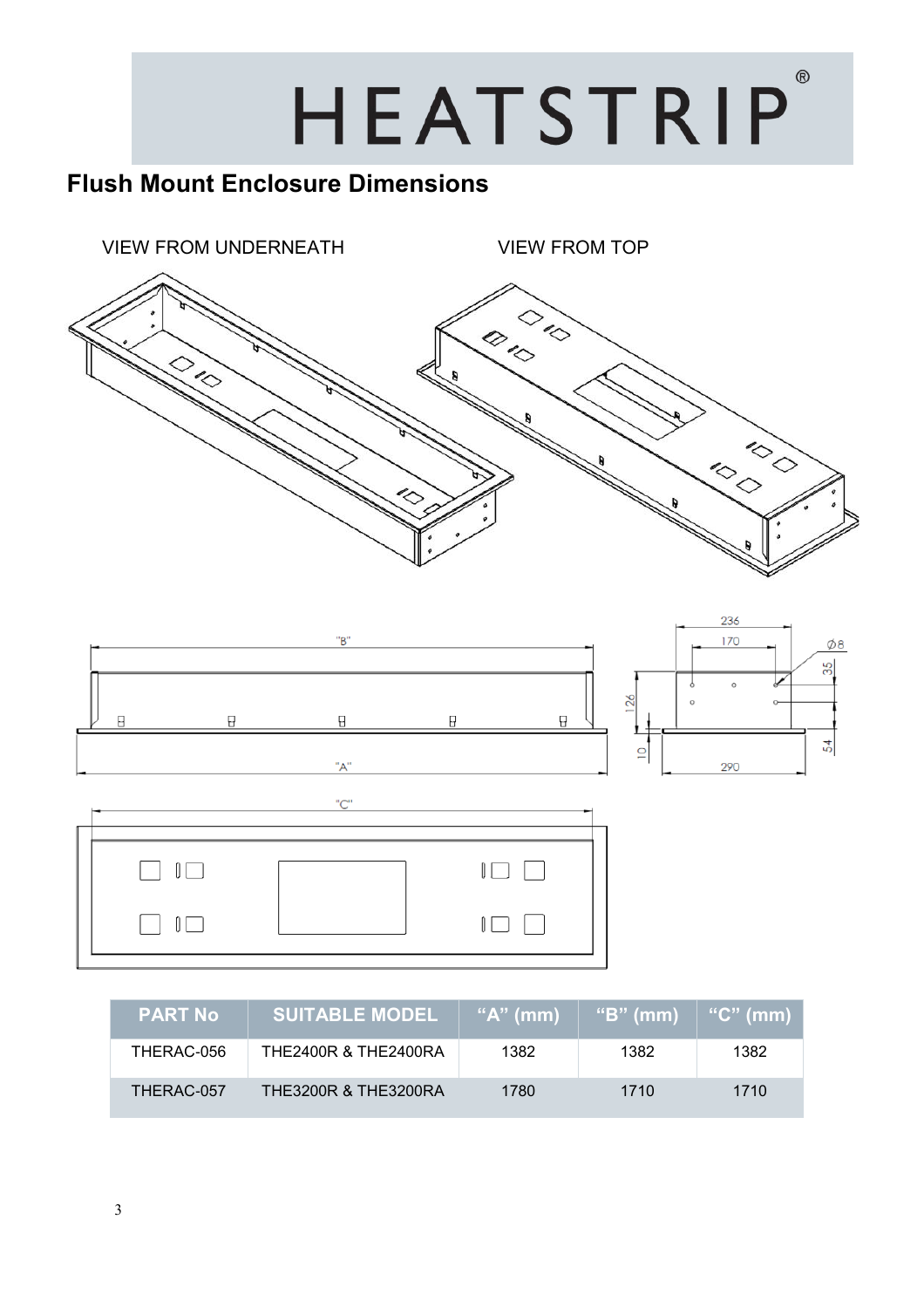# HEATSTRIP®

## Flush Mount Enclosure Dimensions

VIEW FROM UNDERNEATH

VIEW FROM TOP

| PART No | SUITABLE MODEL | "A" (mm) | "B" (mm) | "C" (mm) |
|---|---|---|---|---|
| THERAC-056 | THE2400R & THE2400RA | 1382 | 1382 | 1382 |
| THERAC-057 | THE3200R & THE3200RA | 1780 | 1710 | 1710 |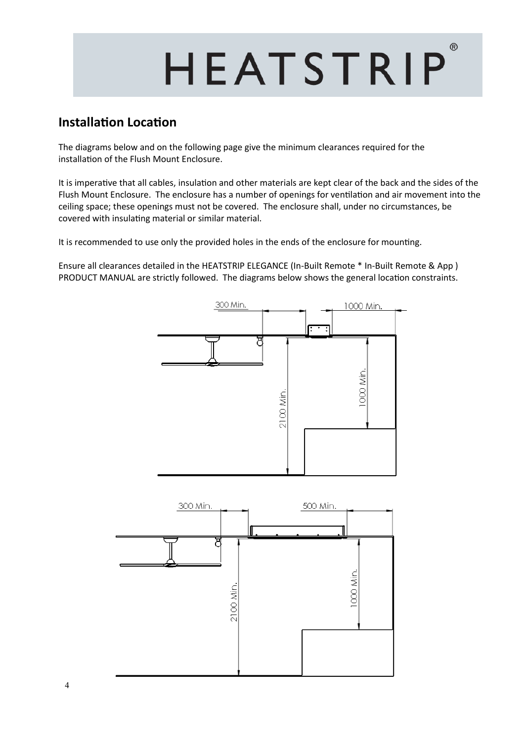# HEATSTRIP®

## Installation Location

The diagrams below and on the following page give the minimum clearances required for the installation of the Flush Mount Enclosure.

It is imperative that all cables, insulation and other materials are kept clear of the back and the sides of the Flush Mount Enclosure. The enclosure has a number of openings for ventilation and air movement into the ceiling space; these openings must not be covered. The enclosure shall, under no circumstances, be covered with insulating material or similar material.

It is recommended to use only the provided holes in the ends of the enclosure for mounting.

Ensure all clearances detailed in the HEATSTRIP ELEGANCE (In-Built Remote * In-Built Remote & App ) PRODUCT MANUAL are strictly followed. The diagrams below shows the general location constraints.

300 Min. 1000 Min.

2100 Min. 1000 Min.

300 Min. 500 Min.

2100 Min. 1000 Min.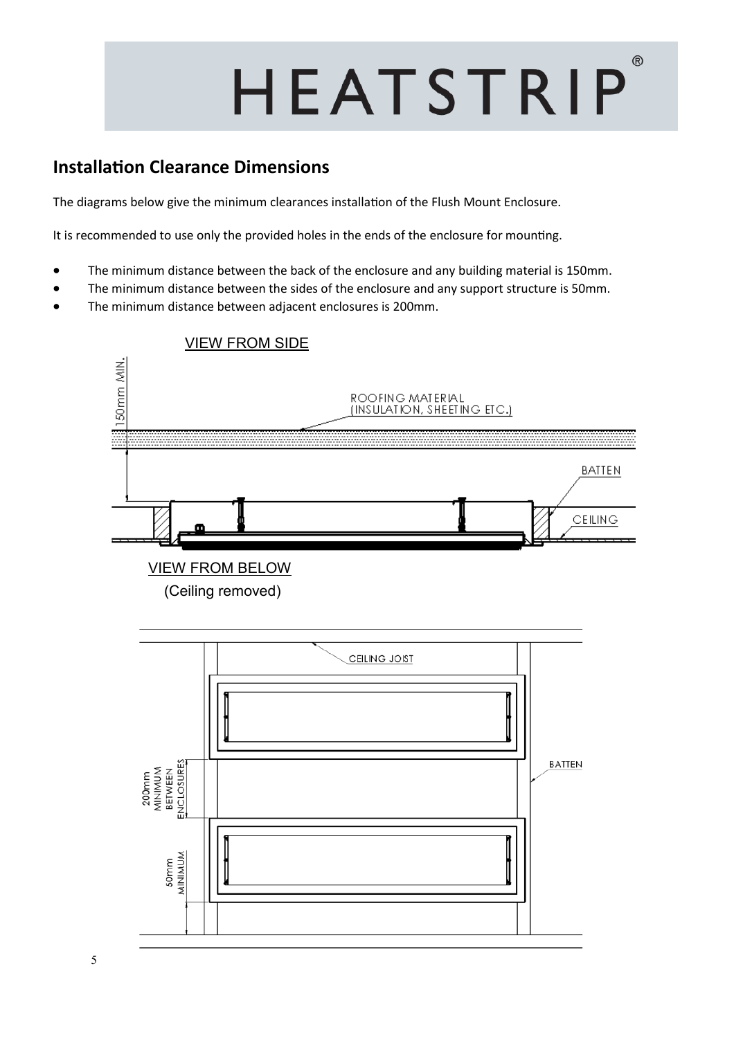## Installation Clearance Dimensions

The diagrams below give the minimum clearances installation of the Flush Mount Enclosure.

It is recommended to use only the provided holes in the ends of the enclosure for mounting.

- The minimum distance between the back of the enclosure and any building material is 150mm.
- The minimum distance between the sides of the enclosure and any support structure is 50mm.
- The minimum distance between adjacent enclosures is 200mm.

VIEW FROM SIDE

150mm MIN.

ROOFING MATERIAL (INSULATION, SHEETING ETC.)

BATTEN

CEILING

VIEW FROM BELOW

(Ceiling removed)

CEILING JOIST

BATTEN

200mm MINIMUM BETWEEN ENCLOSURES

50mm MINIMUM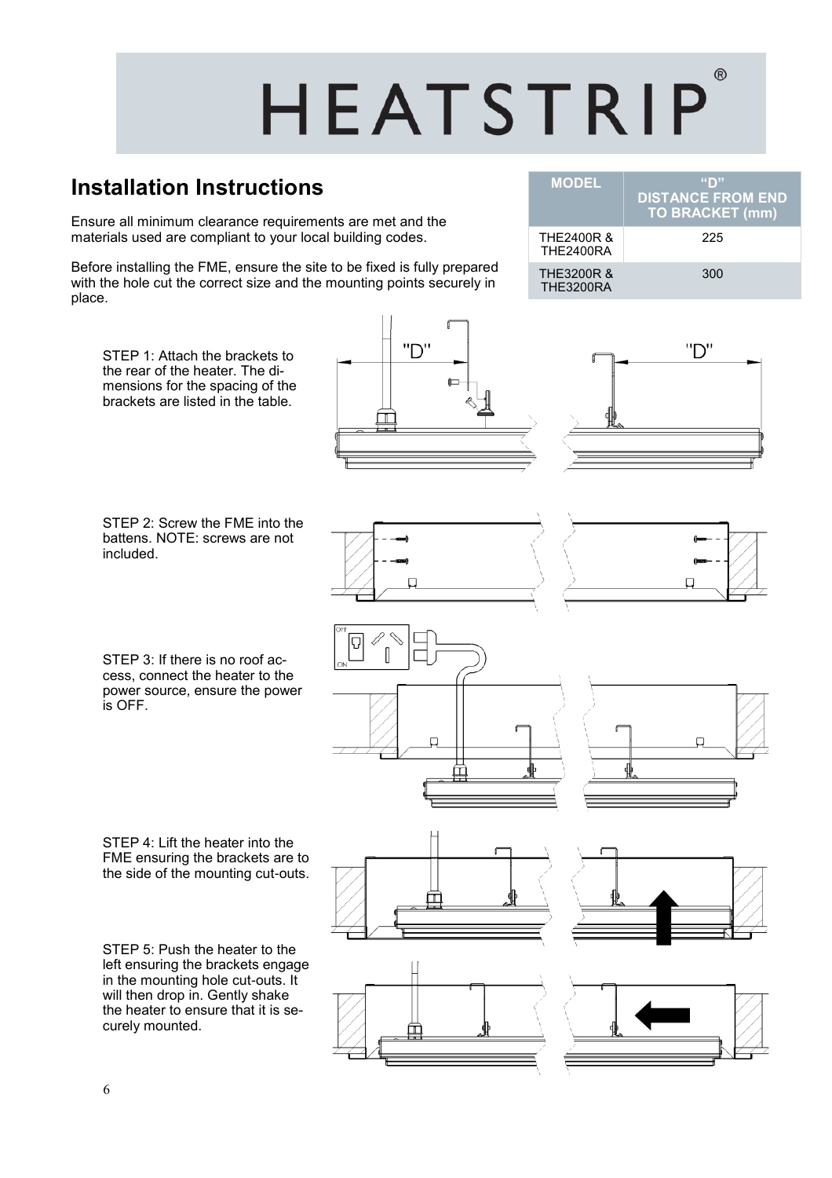# HEATSTRIP®

## Installation Instructions

Ensure all minimum clearance requirements are met and the materials used are compliant to your local building codes.

Before installing the FME, ensure the site to be fixed is fully prepared with the hole cut the correct size and the mounting points securely in place.

| MODEL | "D" DISTANCE FROM END TO BRACKET (mm) |
|---|---|
| THE2400R & THE2400RA | 225 |
| THE3200R & THE3200RA | 300 |

STEP 1: Attach the brackets to the rear of the heater. The dimensions for the spacing of the brackets are listed in the table.

STEP 2: Screw the FME into the battens. NOTE: screws are not included.

STEP 3: If there is no roof access, connect the heater to the power source, ensure the power is OFF.

STEP 4: Lift the heater into the FME ensuring the brackets are to the side of the mounting cut-outs.

STEP 5: Push the heater to the left ensuring the brackets engage in the mounting hole cut-outs. It will then drop in. Gently shake the heater to ensure that it is securely mounted.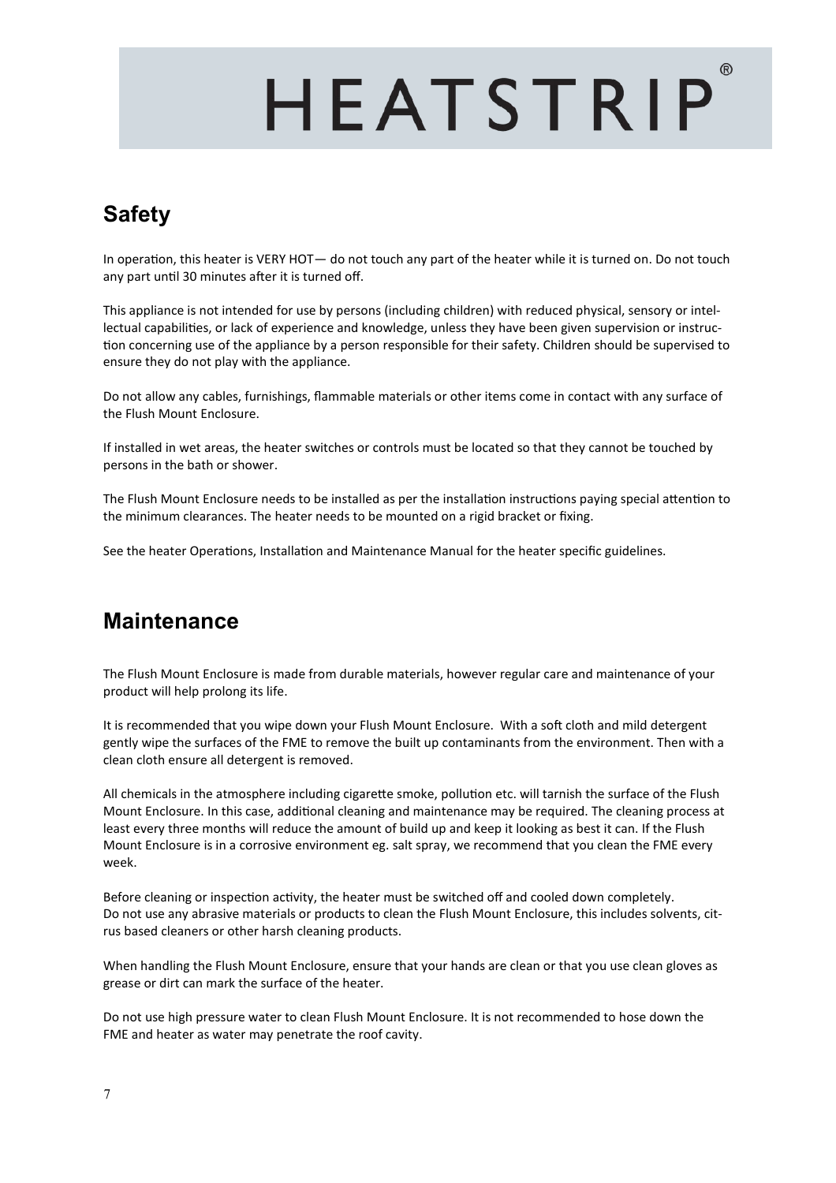# HEATSTRIP®

## Safety

In operation, this heater is VERY HOT— do not touch any part of the heater while it is turned on. Do not touch any part until 30 minutes after it is turned off.

This appliance is not intended for use by persons (including children) with reduced physical, sensory or intellectual capabilities, or lack of experience and knowledge, unless they have been given supervision or instruction concerning use of the appliance by a person responsible for their safety. Children should be supervised to ensure they do not play with the appliance.

Do not allow any cables, furnishings, flammable materials or other items come in contact with any surface of the Flush Mount Enclosure.

If installed in wet areas, the heater switches or controls must be located so that they cannot be touched by persons in the bath or shower.

The Flush Mount Enclosure needs to be installed as per the installation instructions paying special attention to the minimum clearances. The heater needs to be mounted on a rigid bracket or fixing.

See the heater Operations, Installation and Maintenance Manual for the heater specific guidelines.

## Maintenance

The Flush Mount Enclosure is made from durable materials, however regular care and maintenance of your product will help prolong its life.

It is recommended that you wipe down your Flush Mount Enclosure. With a soft cloth and mild detergent gently wipe the surfaces of the FME to remove the built up contaminants from the environment. Then with a clean cloth ensure all detergent is removed.

All chemicals in the atmosphere including cigarette smoke, pollution etc. will tarnish the surface of the Flush Mount Enclosure. In this case, additional cleaning and maintenance may be required. The cleaning process at least every three months will reduce the amount of build up and keep it looking as best it can. If the Flush Mount Enclosure is in a corrosive environment eg. salt spray, we recommend that you clean the FME every week.

Before cleaning or inspection activity, the heater must be switched off and cooled down completely.
Do not use any abrasive materials or products to clean the Flush Mount Enclosure, this includes solvents, citrus based cleaners or other harsh cleaning products.

When handling the Flush Mount Enclosure, ensure that your hands are clean or that you use clean gloves as grease or dirt can mark the surface of the heater.

Do not use high pressure water to clean Flush Mount Enclosure. It is not recommended to hose down the FME and heater as water may penetrate the roof cavity.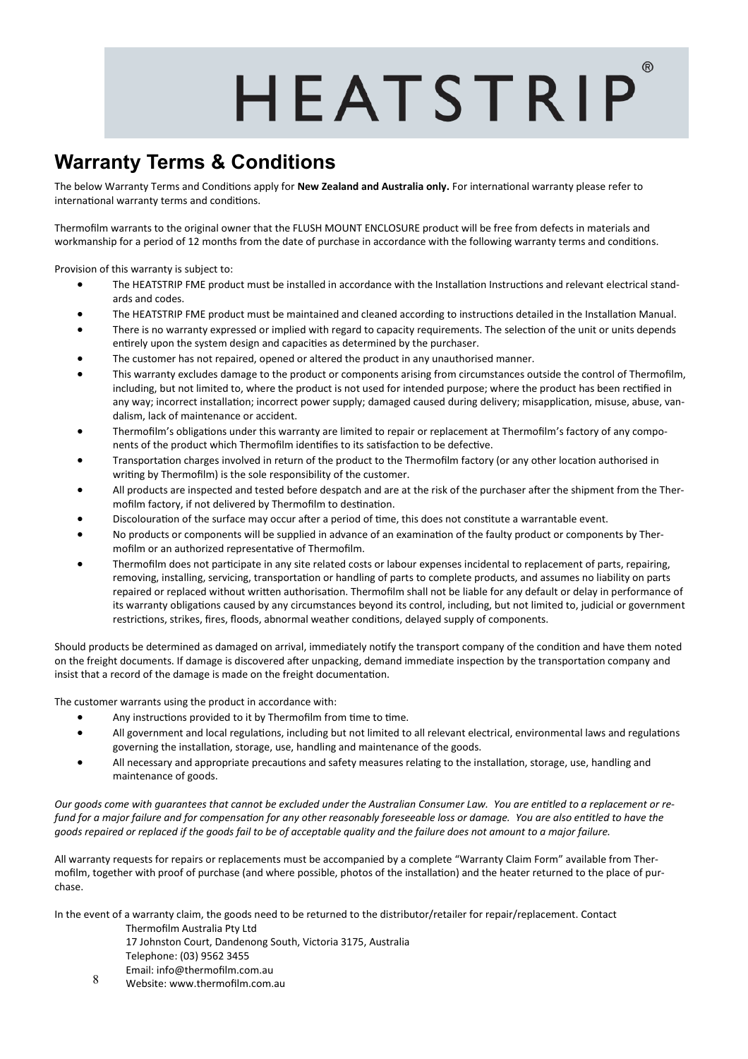# HEATSTRIP®

## Warranty Terms & Conditions

The below Warranty Terms and Conditions apply for **New Zealand and Australia only.** For international warranty please refer to international warranty terms and conditions.

Thermofilm warrants to the original owner that the FLUSH MOUNT ENCLOSURE product will be free from defects in materials and workmanship for a period of 12 months from the date of purchase in accordance with the following warranty terms and conditions.

Provision of this warranty is subject to:

- The HEATSTRIP FME product must be installed in accordance with the Installation Instructions and relevant electrical standards and codes.
- The HEATSTRIP FME product must be maintained and cleaned according to instructions detailed in the Installation Manual.
- There is no warranty expressed or implied with regard to capacity requirements. The selection of the unit or units depends entirely upon the system design and capacities as determined by the purchaser.
- The customer has not repaired, opened or altered the product in any unauthorised manner.
- This warranty excludes damage to the product or components arising from circumstances outside the control of Thermofilm, including, but not limited to, where the product is not used for intended purpose; where the product has been rectified in any way; incorrect installation; incorrect power supply; damaged caused during delivery; misapplication, misuse, abuse, vandalism, lack of maintenance or accident.
- Thermofilm's obligations under this warranty are limited to repair or replacement at Thermofilm's factory of any components of the product which Thermofilm identifies to its satisfaction to be defective.
- Transportation charges involved in return of the product to the Thermofilm factory (or any other location authorised in writing by Thermofilm) is the sole responsibility of the customer.
- All products are inspected and tested before despatch and are at the risk of the purchaser after the shipment from the Thermofilm factory, if not delivered by Thermofilm to destination.
- Discolouration of the surface may occur after a period of time, this does not constitute a warrantable event.
- No products or components will be supplied in advance of an examination of the faulty product or components by Thermofilm or an authorized representative of Thermofilm.
- Thermofilm does not participate in any site related costs or labour expenses incidental to replacement of parts, repairing, removing, installing, servicing, transportation or handling of parts to complete products, and assumes no liability on parts repaired or replaced without written authorisation. Thermofilm shall not be liable for any default or delay in performance of its warranty obligations caused by any circumstances beyond its control, including, but not limited to, judicial or government restrictions, strikes, fires, floods, abnormal weather conditions, delayed supply of components.

Should products be determined as damaged on arrival, immediately notify the transport company of the condition and have them noted on the freight documents. If damage is discovered after unpacking, demand immediate inspection by the transportation company and insist that a record of the damage is made on the freight documentation.

The customer warrants using the product in accordance with:

- Any instructions provided to it by Thermofilm from time to time.
- All government and local regulations, including but not limited to all relevant electrical, environmental laws and regulations governing the installation, storage, use, handling and maintenance of the goods.
- All necessary and appropriate precautions and safety measures relating to the installation, storage, use, handling and maintenance of goods.

*Our goods come with guarantees that cannot be excluded under the Australian Consumer Law. You are entitled to a replacement or refund for a major failure and for compensation for any other reasonably foreseeable loss or damage. You are also entitled to have the goods repaired or replaced if the goods fail to be of acceptable quality and the failure does not amount to a major failure.*

All warranty requests for repairs or replacements must be accompanied by a complete "Warranty Claim Form" available from Thermofilm, together with proof of purchase (and where possible, photos of the installation) and the heater returned to the place of purchase.

In the event of a warranty claim, the goods need to be returned to the distributor/retailer for repair/replacement. Contact

Thermofilm Australia Pty Ltd  
17 Johnston Court, Dandenong South, Victoria 3175, Australia  
Telephone: (03) 9562 3455  
Email: info@thermofilm.com.au  
Website: www.thermofilm.com.au